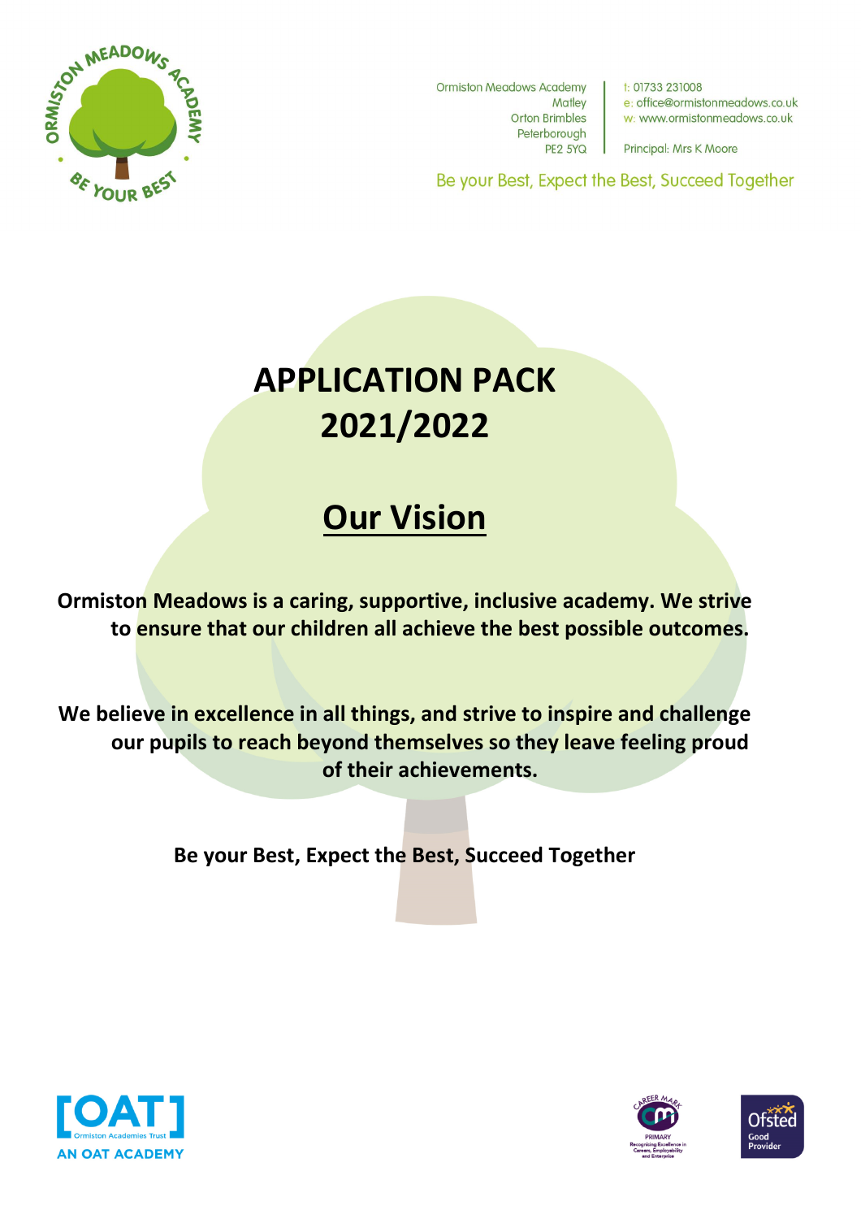Ormiston Meadows Academy
Matley
Orton Brimbles
Peterborough
PE2 5YQ

t: 01733 231008
e: office@ormistonmeadows.co.uk
w: www.ormistonmeadows.co.uk

Principal: Mrs K Moore

Be your Best, Expect the Best, Succeed Together

# APPLICATION PACK 2021/2022

## Our Vision

**Ormiston Meadows is a caring, supportive, inclusive academy. We strive to ensure that our children all achieve the best possible outcomes.**

**We believe in excellence in all things, and strive to inspire and challenge our pupils to reach beyond themselves so they leave feeling proud of their achievements.**

**Be your Best, Expect the Best, Succeed Together**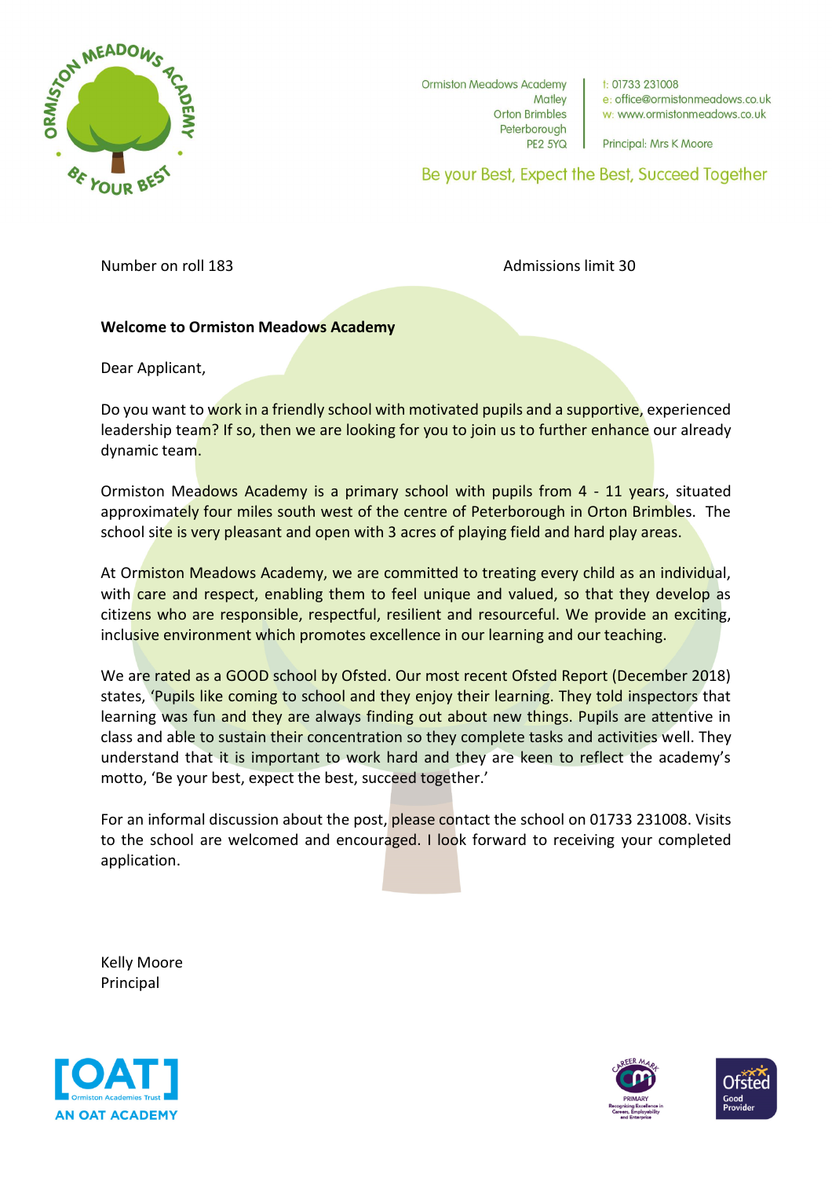Ormiston Meadows Academy
Matley
Orton Brimbles
Peterborough
PE2 5YQ

t: 01733 231008
e: office@ormistonmeadows.co.uk
w: www.ormistonmeadows.co.uk

Principal: Mrs K Moore

Be your Best, Expect the Best, Succeed Together

Number on roll 183 Admissions limit 30

**Welcome to Ormiston Meadows Academy**

Dear Applicant,

Do you want to work in a friendly school with motivated pupils and a supportive, experienced leadership team? If so, then we are looking for you to join us to further enhance our already dynamic team.

Ormiston Meadows Academy is a primary school with pupils from 4 - 11 years, situated approximately four miles south west of the centre of Peterborough in Orton Brimbles. The school site is very pleasant and open with 3 acres of playing field and hard play areas.

At Ormiston Meadows Academy, we are committed to treating every child as an individual, with care and respect, enabling them to feel unique and valued, so that they develop as citizens who are responsible, respectful, resilient and resourceful. We provide an exciting, inclusive environment which promotes excellence in our learning and our teaching.

We are rated as a GOOD school by Ofsted. Our most recent Ofsted Report (December 2018) states, 'Pupils like coming to school and they enjoy their learning. They told inspectors that learning was fun and they are always finding out about new things. Pupils are attentive in class and able to sustain their concentration so they complete tasks and activities well. They understand that it is important to work hard and they are keen to reflect the academy's motto, 'Be your best, expect the best, succeed together.'

For an informal discussion about the post, please contact the school on 01733 231008. Visits to the school are welcomed and encouraged. I look forward to receiving your completed application.

Kelly Moore
Principal